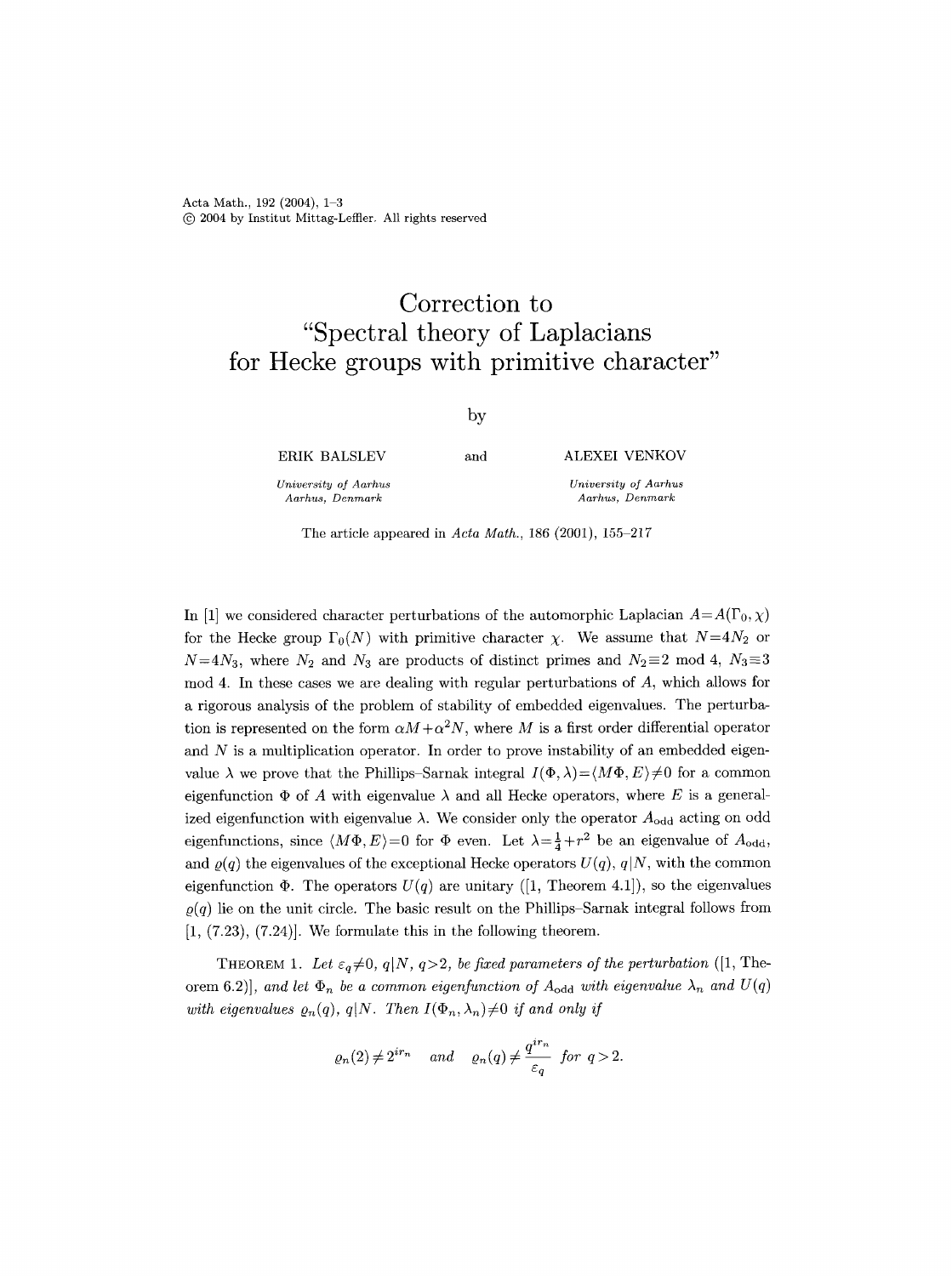# Correction to "Spectral theory of Laplacians for Hecke groups with primitive character"

by

ERIK BALSLEV and ALEXEI VENKOV

*University of Aarhus*
*Aarhus, Denmark*

*University of Aarhus*
*Aarhus, Denmark*

The article appeared in *Acta Math.*, 186 (2001), 155–217

In [1] we considered character perturbations of the automorphic Laplacian $A=A(\Gamma_0,\chi)$ for the Hecke group $\Gamma_0(N)$ with primitive character $\chi$. We assume that $N=4N_2$ or $N=4N_3$, where $N_2$ and $N_3$ are products of distinct primes and $N_2\equiv 2 \bmod 4$, $N_3\equiv 3 \bmod 4$. In these cases we are dealing with regular perturbations of $A$, which allows for a rigorous analysis of the problem of stability of embedded eigenvalues. The perturbation is represented on the form $\alpha M+\alpha^2 N$, where $M$ is a first order differential operator and $N$ is a multiplication operator. In order to prove instability of an embedded eigenvalue $\lambda$ we prove that the Phillips–Sarnak integral $I(\Phi,\lambda)=\langle M\Phi, E\rangle\neq 0$ for a common eigenfunction $\Phi$ of $A$ with eigenvalue $\lambda$ and all Hecke operators, where $E$ is a generalized eigenfunction with eigenvalue $\lambda$. We consider only the operator $A_{\mathrm{odd}}$ acting on odd eigenfunctions, since $\langle M\Phi, E\rangle=0$ for $\Phi$ even. Let $\lambda=\frac{1}{4}+r^2$ be an eigenvalue of $A_{\mathrm{odd}}$, and $\varrho(q)$ the eigenvalues of the exceptional Hecke operators $U(q)$, $q|N$, with the common eigenfunction $\Phi$. The operators $U(q)$ are unitary ([1, Theorem 4.1]), so the eigenvalues $\varrho(q)$ lie on the unit circle. The basic result on the Phillips–Sarnak integral follows from [1, (7.23), (7.24)]. We formulate this in the following theorem.

THEOREM 1. *Let $\varepsilon_q\neq 0$, $q|N$, $q>2$, be fixed parameters of the perturbation ([1, Theorem 6.2]), and let $\Phi_n$ be a common eigenfunction of $A_{\mathrm{odd}}$ with eigenvalue $\lambda_n$ and $U(q)$ with eigenvalues $\varrho_n(q)$, $q|N$. Then $I(\Phi_n,\lambda_n)\neq 0$ if and only if*

$$\varrho_n(2)\neq 2^{ir_n} \quad \text{and} \quad \varrho_n(q)\neq \frac{q^{ir_n}}{\varepsilon_q} \quad \text{for } q>2.$$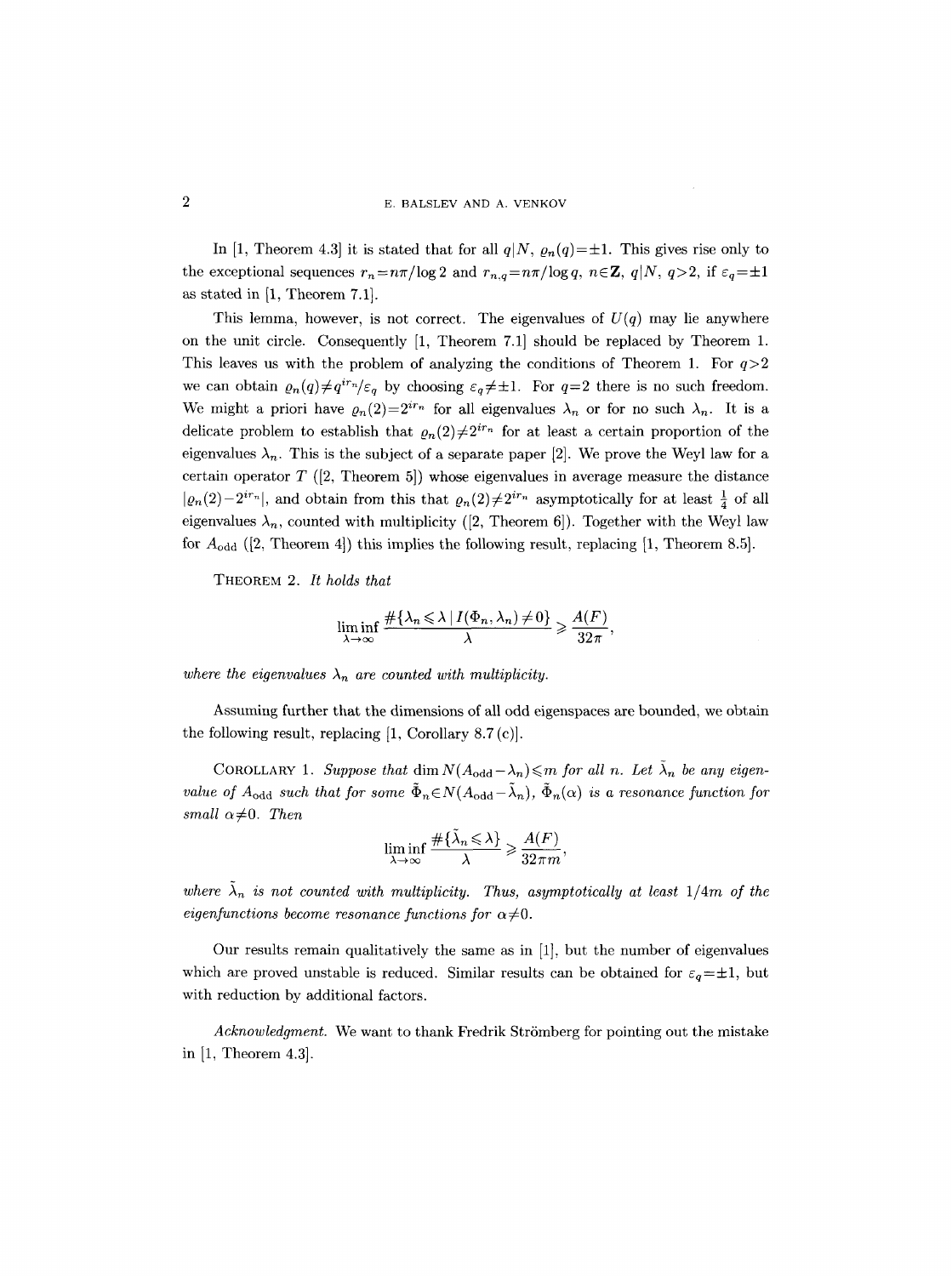In [1, Theorem 4.3] it is stated that for all $q|N$, $\varrho_n(q)=\pm 1$. This gives rise only to the exceptional sequences $r_n=n\pi/\log 2$ and $r_{n,q}=n\pi/\log q$, $n\in\mathbf{Z}$, $q|N$, $q>2$, if $\varepsilon_q=\pm 1$ as stated in [1, Theorem 7.1].

This lemma, however, is not correct. The eigenvalues of $U(q)$ may lie anywhere on the unit circle. Consequently [1, Theorem 7.1] should be replaced by Theorem 1. This leaves us with the problem of analyzing the conditions of Theorem 1. For $q>2$ we can obtain $\varrho_n(q)\neq q^{ir_n}/\varepsilon_q$ by choosing $\varepsilon_q\neq\pm 1$. For $q=2$ there is no such freedom. We might a priori have $\varrho_n(2)=2^{ir_n}$ for all eigenvalues $\lambda_n$ or for no such $\lambda_n$. It is a delicate problem to establish that $\varrho_n(2)\neq 2^{ir_n}$ for at least a certain proportion of the eigenvalues $\lambda_n$. This is the subject of a separate paper [2]. We prove the Weyl law for a certain operator $T$ ([2, Theorem 5]) whose eigenvalues in average measure the distance $|\varrho_n(2)-2^{ir_n}|$, and obtain from this that $\varrho_n(2)\neq 2^{ir_n}$ asymptotically for at least $\frac{1}{4}$ of all eigenvalues $\lambda_n$, counted with multiplicity ([2, Theorem 6]). Together with the Weyl law for $A_{\mathrm{odd}}$ ([2, Theorem 4]) this implies the following result, replacing [1, Theorem 8.5].

**Theorem 2.** *It holds that*

$$\liminf_{\lambda\to\infty}\frac{\#\{\lambda_n\leqslant\lambda\mid I(\Phi_n,\lambda_n)\neq 0\}}{\lambda}\geqslant\frac{A(F)}{32\pi},$$

*where the eigenvalues $\lambda_n$ are counted with multiplicity.*

Assuming further that the dimensions of all odd eigenspaces are bounded, we obtain the following result, replacing [1, Corollary 8.7 (c)].

**Corollary 1.** *Suppose that $\dim N(A_{\mathrm{odd}}-\lambda_n)\leqslant m$ for all $n$. Let $\tilde{\lambda}_n$ be any eigenvalue of $A_{\mathrm{odd}}$ such that for some $\tilde{\Phi}_n\in N(A_{\mathrm{odd}}-\tilde{\lambda}_n)$, $\tilde{\Phi}_n(\alpha)$ is a resonance function for small $\alpha\neq 0$. Then*

$$\liminf_{\lambda\to\infty}\frac{\#\{\tilde{\lambda}_n\leqslant\lambda\}}{\lambda}\geqslant\frac{A(F)}{32\pi m},$$

*where $\tilde{\lambda}_n$ is not counted with multiplicity. Thus, asymptotically at least $1/4m$ of the eigenfunctions become resonance functions for $\alpha\neq 0$.*

Our results remain qualitatively the same as in [1], but the number of eigenvalues which are proved unstable is reduced. Similar results can be obtained for $\varepsilon_q=\pm 1$, but with reduction by additional factors.

*Acknowledgment.* We want to thank Fredrik Strömberg for pointing out the mistake in [1, Theorem 4.3].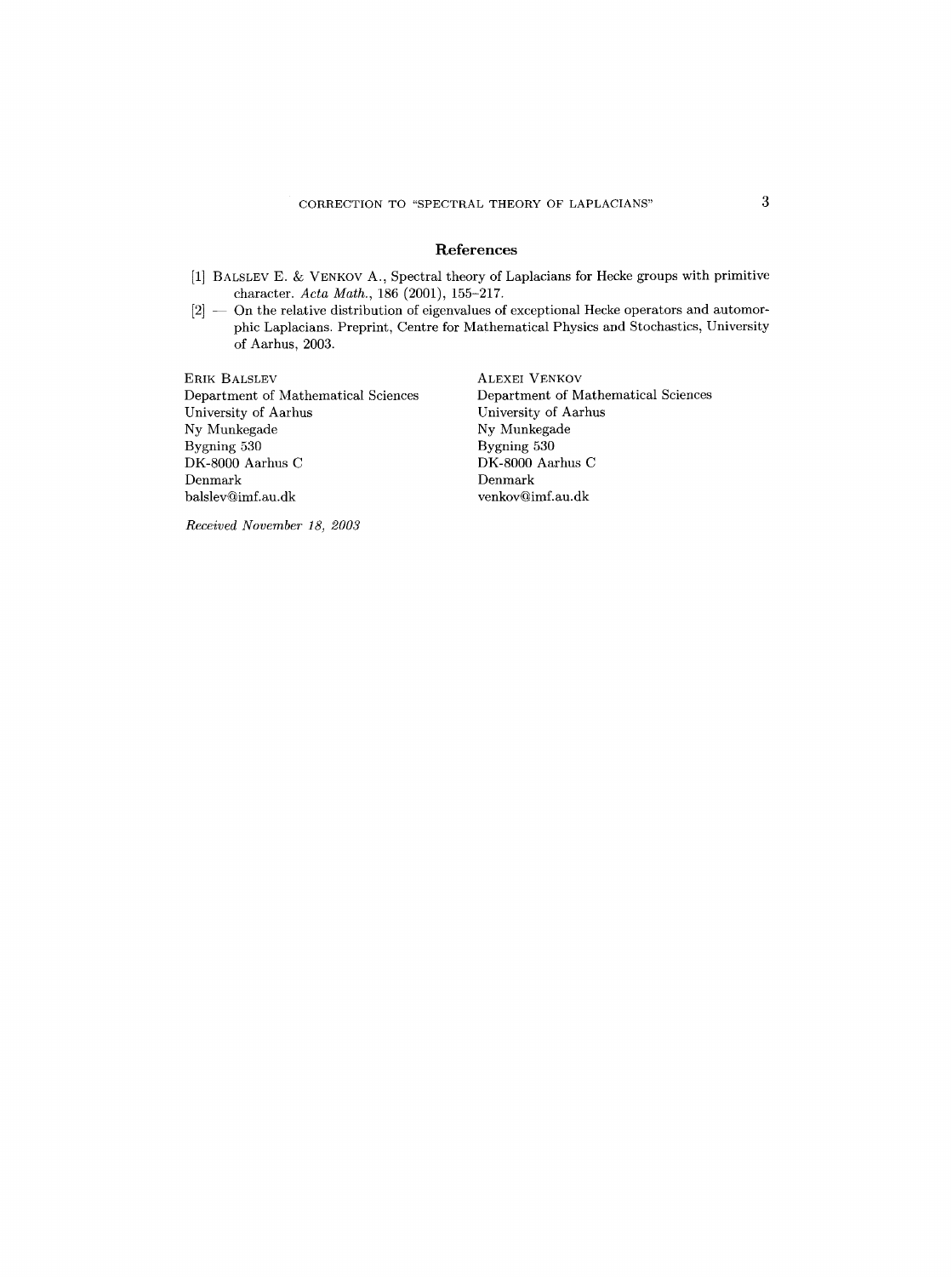## References

[1] Balslev E. & Venkov A., Spectral theory of Laplacians for Hecke groups with primitive character. *Acta Math.*, 186 (2001), 155–217.

[2] — On the relative distribution of eigenvalues of exceptional Hecke operators and automorphic Laplacians. Preprint, Centre for Mathematical Physics and Stochastics, University of Aarhus, 2003.

Erik Balslev
Department of Mathematical Sciences
University of Aarhus
Ny Munkegade
Bygning 530
DK-8000 Aarhus C
Denmark
balslev@imf.au.dk

Alexei Venkov
Department of Mathematical Sciences
University of Aarhus
Ny Munkegade
Bygning 530
DK-8000 Aarhus C
Denmark
venkov@imf.au.dk

*Received November 18, 2003*